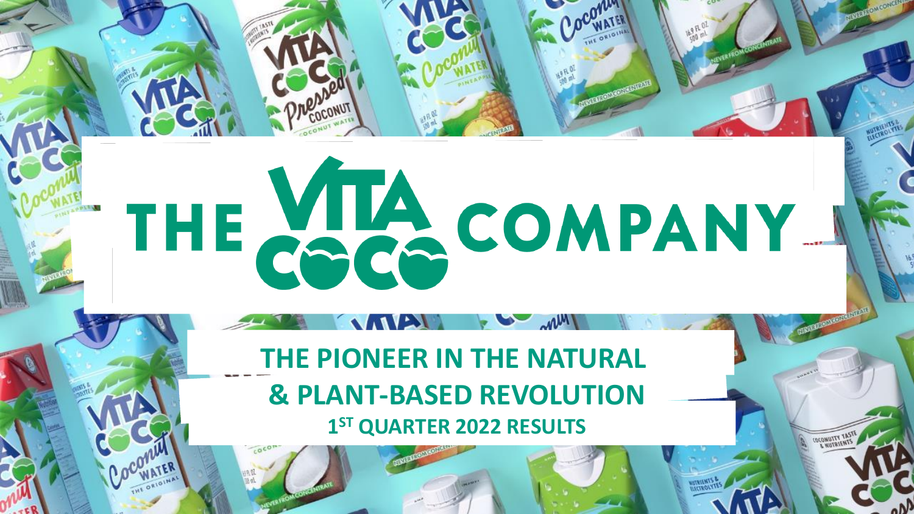# THE VITA COCO COMPANY

## THE PIONEER IN THE NATURAL & PLANT-BASED REVOLUTION

### 1ST QUARTER 2022 RESULTS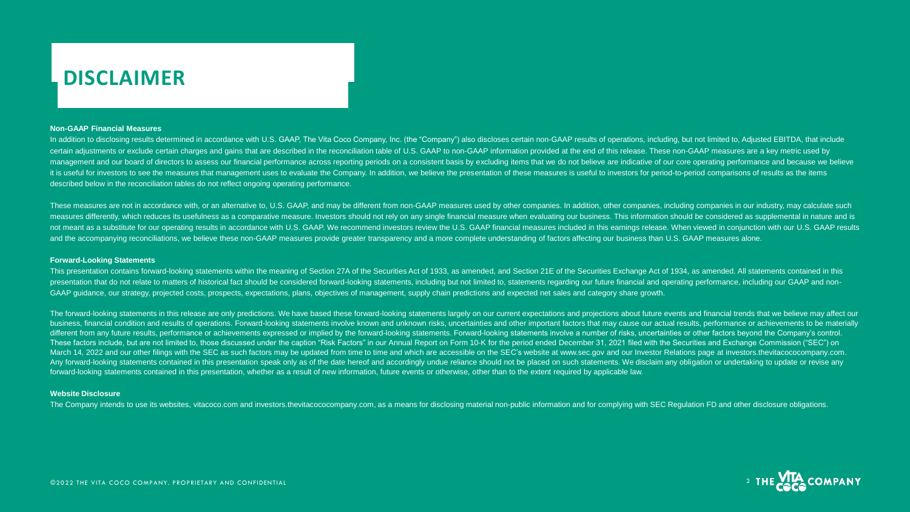# DISCLAIMER

**Non-GAAP Financial Measures**

In addition to disclosing results determined in accordance with U.S. GAAP, The Vita Coco Company, Inc. (the "Company") also discloses certain non-GAAP results of operations, including, but not limited to, Adjusted EBITDA, that include certain adjustments or exclude certain charges and gains that are described in the reconciliation table of U.S. GAAP to non-GAAP information provided at the end of this release. These non-GAAP measures are a key metric used by management and our board of directors to assess our financial performance across reporting periods on a consistent basis by excluding items that we do not believe are indicative of our core operating performance and because we believe it is useful for investors to see the measures that management uses to evaluate the Company. In addition, we believe the presentation of these measures is useful to investors for period-to-period comparisons of results as the items described below in the reconciliation tables do not reflect ongoing operating performance.

These measures are not in accordance with, or an alternative to, U.S. GAAP, and may be different from non-GAAP measures used by other companies. In addition, other companies, including companies in our industry, may calculate such measures differently, which reduces its usefulness as a comparative measure. Investors should not rely on any single financial measure when evaluating our business. This information should be considered as supplemental in nature and is not meant as a substitute for our operating results in accordance with U.S. GAAP. We recommend investors review the U.S. GAAP financial measures included in this earnings release. When viewed in conjunction with our U.S. GAAP results and the accompanying reconciliations, we believe these non-GAAP measures provide greater transparency and a more complete understanding of factors affecting our business than U.S. GAAP measures alone.

**Forward-Looking Statements**

This presentation contains forward-looking statements within the meaning of Section 27A of the Securities Act of 1933, as amended, and Section 21E of the Securities Exchange Act of 1934, as amended. All statements contained in this presentation that do not relate to matters of historical fact should be considered forward-looking statements, including but not limited to, statements regarding our future financial and operating performance, including our GAAP and non-GAAP guidance, our strategy, projected costs, prospects, expectations, plans, objectives of management, supply chain predictions and expected net sales and category share growth.

The forward-looking statements in this release are only predictions. We have based these forward-looking statements largely on our current expectations and projections about future events and financial trends that we believe may affect our business, financial condition and results of operations. Forward-looking statements involve known and unknown risks, uncertainties and other important factors that may cause our actual results, performance or achievements to be materially different from any future results, performance or achievements expressed or implied by the forward-looking statements. Forward-looking statements involve a number of risks, uncertainties or other factors beyond the Company's control. These factors include, but are not limited to, those discussed under the caption "Risk Factors" in our Annual Report on Form 10-K for the period ended December 31, 2021 filed with the Securities and Exchange Commission ("SEC") on March 14, 2022 and our other filings with the SEC as such factors may be updated from time to time and which are accessible on the SEC's website at www.sec.gov and our Investor Relations page at investors.thevitacococompany.com. Any forward-looking statements contained in this presentation speak only as of the date hereof and accordingly undue reliance should not be placed on such statements. We disclaim any obligation or undertaking to update or revise any forward-looking statements contained in this presentation, whether as a result of new information, future events or otherwise, other than to the extent required by applicable law.

**Website Disclosure**

The Company intends to use its websites, vitacoco.com and investors.thevitacococompany.com, as a means for disclosing material non-public information and for complying with SEC Regulation FD and other disclosure obligations.

©2022 THE VITA COCO COMPANY. PROPRIETARY AND CONFIDENTIAL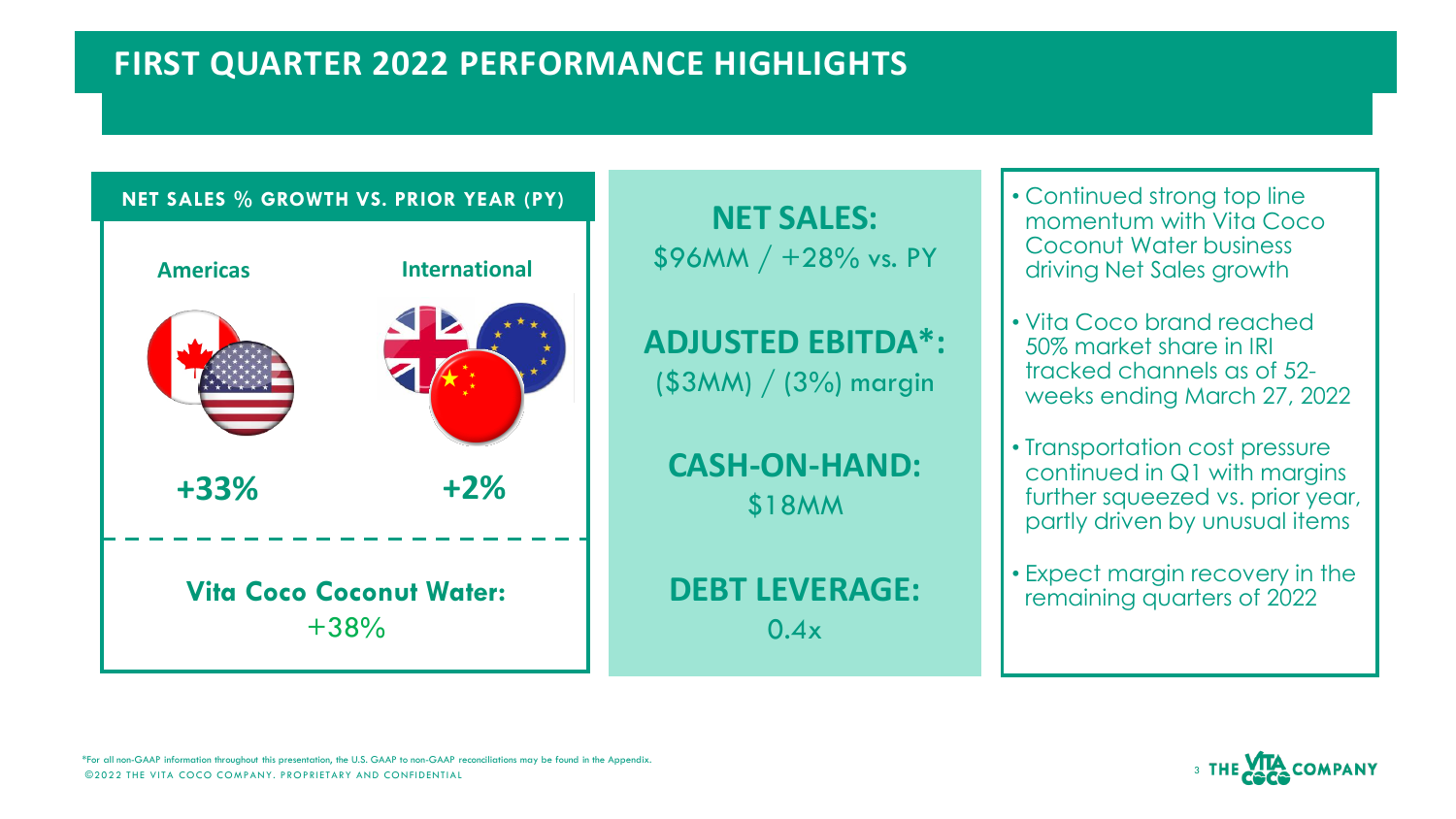# FIRST QUARTER 2022 PERFORMANCE HIGHLIGHTS

**NET SALES % GROWTH VS. PRIOR YEAR (PY)**

| Americas | International |
|---|---|
| +33% | +2% |

**Vita Coco Coconut Water:** +38%

**NET SALES:**
$96MM / +28% vs. PY

**ADJUSTED EBITDA*:**
($3MM) / (3%) margin

**CASH-ON-HAND:**
$18MM

**DEBT LEVERAGE:**
0.4x

- Continued strong top line momentum with Vita Coco Coconut Water business driving Net Sales growth
- Vita Coco brand reached 50% market share in IRI tracked channels as of 52-weeks ending March 27, 2022
- Transportation cost pressure continued in Q1 with margins further squeezed vs. prior year, partly driven by unusual items
- Expect margin recovery in the remaining quarters of 2022

*For all non-GAAP information throughout this presentation, the U.S. GAAP to non-GAAP reconciliations may be found in the Appendix.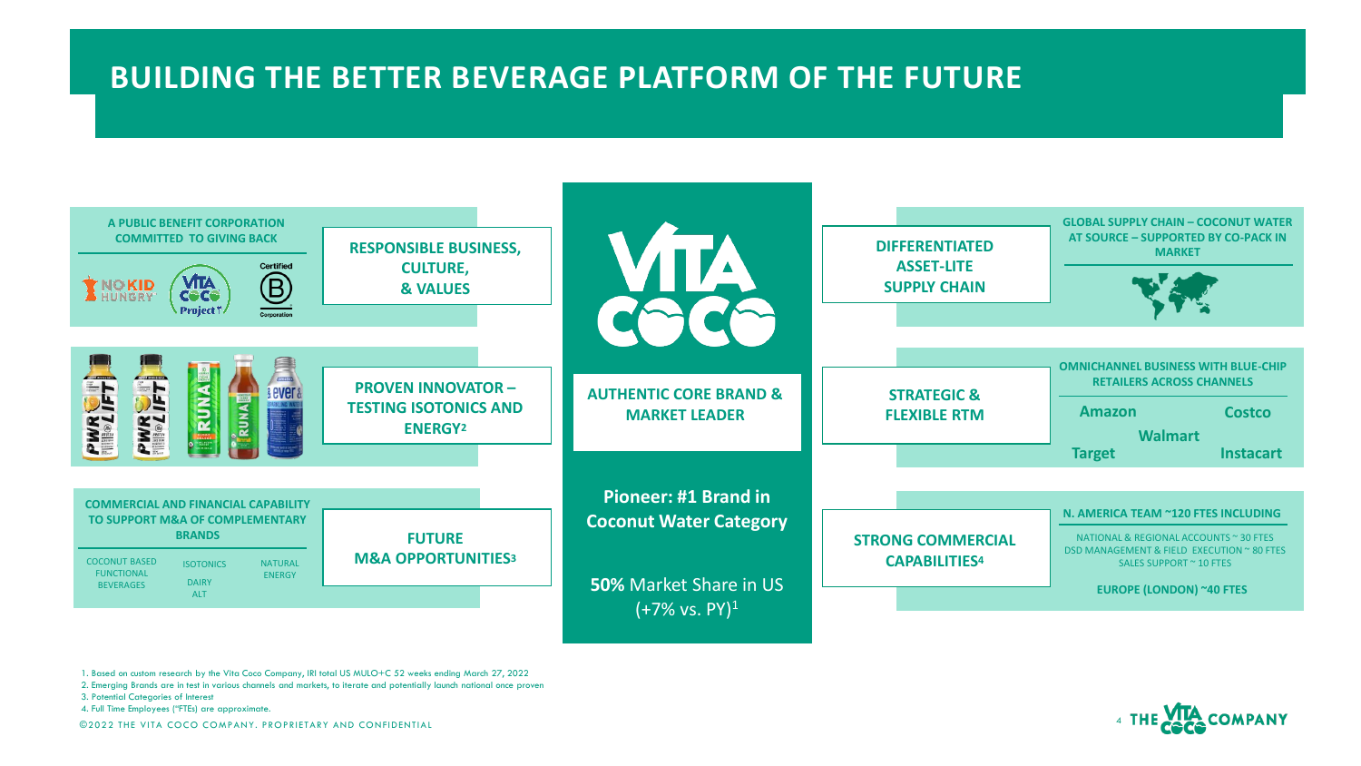# BUILDING THE BETTER BEVERAGE PLATFORM OF THE FUTURE

**A PUBLIC BENEFIT CORPORATION COMMITTED TO GIVING BACK**

NO KID HUNGRY · VITA COCO Project · Certified B Corporation

**RESPONSIBLE BUSINESS, CULTURE, & VALUES**

**PROVEN INNOVATOR – TESTING ISOTONICS AND ENERGY**[2]

**COMMERCIAL AND FINANCIAL CAPABILITY TO SUPPORT M&A OF COMPLEMENTARY BRANDS**

- COCONUT BASED FUNCTIONAL BEVERAGES
- ISOTONICS
- NATURAL ENERGY
- DAIRY ALT

**FUTURE M&A OPPORTUNITIES**[3]

**VITA COCO**

**AUTHENTIC CORE BRAND & MARKET LEADER**

**Pioneer: #1 Brand in Coconut Water Category**

**50%** Market Share in US (+7% vs. PY)[1]

**DIFFERENTIATED ASSET-LITE SUPPLY CHAIN**

**GLOBAL SUPPLY CHAIN – COCONUT WATER AT SOURCE – SUPPORTED BY CO-PACK IN MARKET**

**STRATEGIC & FLEXIBLE RTM**

**OMNICHANNEL BUSINESS WITH BLUE-CHIP RETAILERS ACROSS CHANNELS**

- Amazon
- Costco
- Walmart
- Target
- Instacart

**STRONG COMMERCIAL CAPABILITIES**[4]

**N. AMERICA TEAM ~120 FTES INCLUDING**

- NATIONAL & REGIONAL ACCOUNTS ~ 30 FTES
- DSD MANAGEMENT & FIELD EXECUTION ~ 80 FTES
- SALES SUPPORT ~ 10 FTES

**EUROPE (LONDON) ~40 FTES**

1. Based on custom research by the Vita Coco Company, IRI total US MULO+C 52 weeks ending March 27, 2022
2. Emerging Brands are in test in various channels and markets, to iterate and potentially launch national once proven
3. Potential Categories of Interest
4. Full Time Employees ("FTEs) are approximate.

©2022 THE VITA COCO COMPANY. PROPRIETARY AND CONFIDENTIAL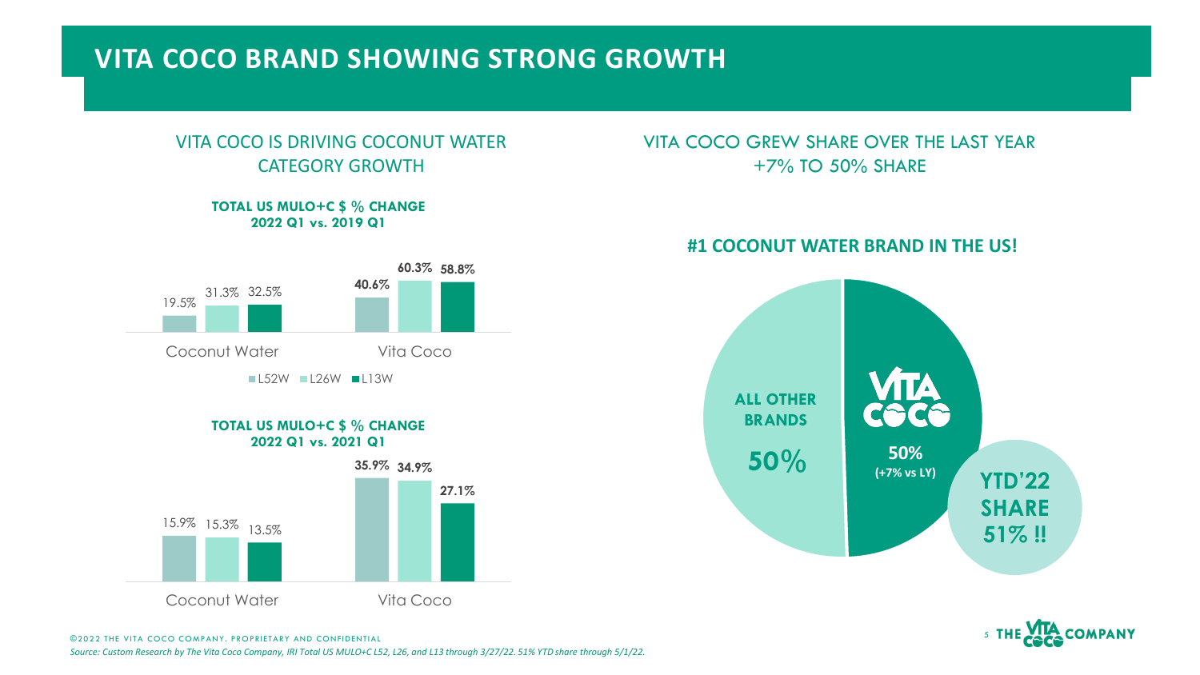# VITA COCO BRAND SHOWING STRONG GROWTH

## VITA COCO IS DRIVING COCONUT WATER CATEGORY GROWTH

**TOTAL US MULO+C $ % CHANGE 2022 Q1 vs. 2019 Q1**

| | L52W | L26W | L13W |
| --- | --- | --- | --- |
| Coconut Water | 19.5% | 31.3% | 32.5% |
| Vita Coco | 40.6% | 60.3% | 58.8% |

**TOTAL US MULO+C $ % CHANGE 2022 Q1 vs. 2021 Q1**

| | L52W | L26W | L13W |
| --- | --- | --- | --- |
| Coconut Water | 15.9% | 15.3% | 13.5% |
| Vita Coco | 35.9% | 34.9% | 27.1% |

## VITA COCO GREW SHARE OVER THE LAST YEAR +7% TO 50% SHARE

**#1 COCONUT WATER BRAND IN THE US!**

- VITA COCO: **50% (+7% vs LY)**
- ALL OTHER BRANDS: **50%**

**YTD'22 SHARE 51% !!**

©2022 THE VITA COCO COMPANY. PROPRIETARY AND CONFIDENTIAL

*Source: Custom Research by The Vita Coco Company, IRI Total US MULO+C L52, L26, and L13 through 3/27/22. 51% YTD share through 5/1/22.*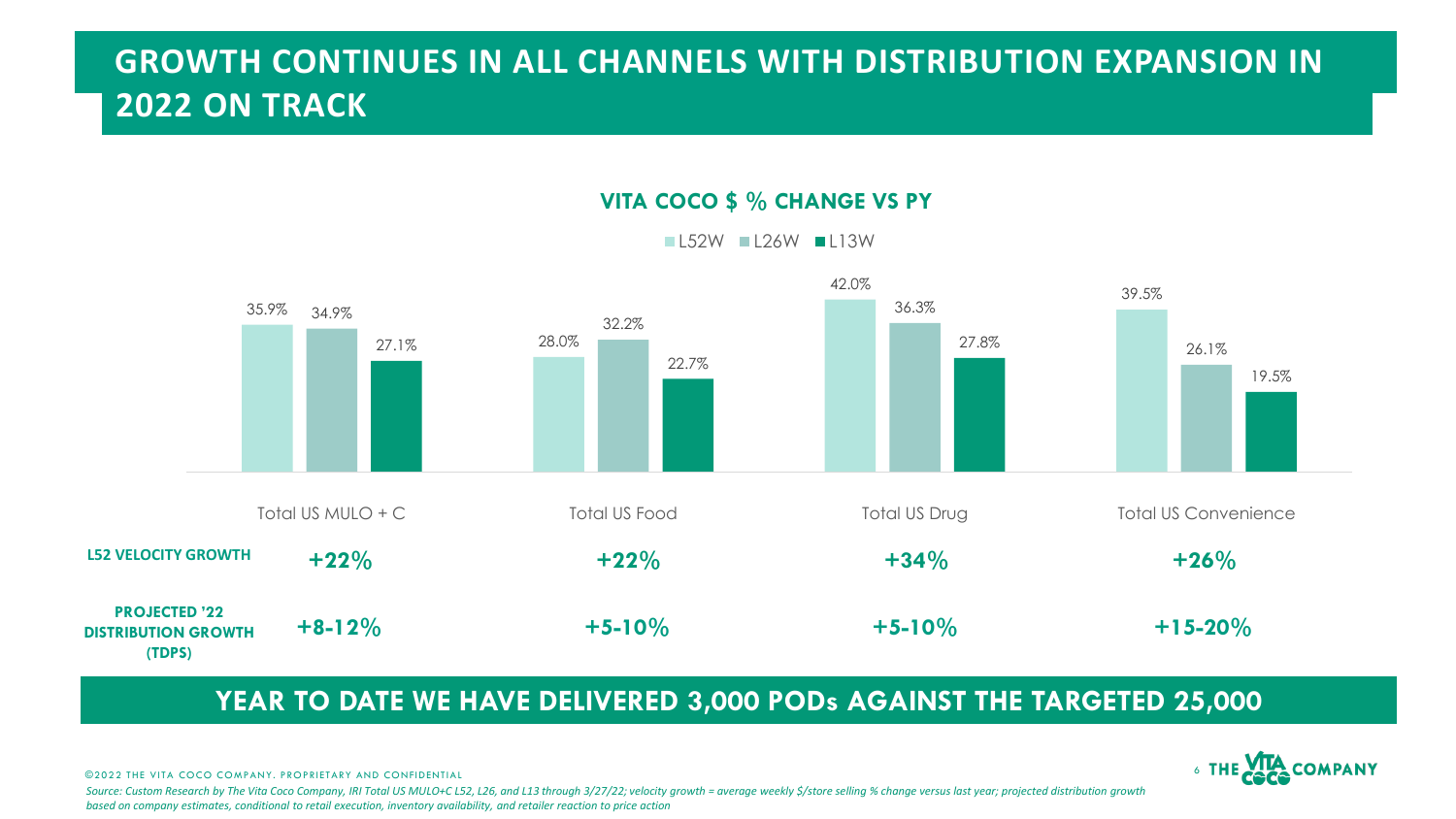# GROWTH CONTINUES IN ALL CHANNELS WITH DISTRIBUTION EXPANSION IN 2022 ON TRACK

## VITA COCO $ % CHANGE VS PY

| | Total US MULO + C | Total US Food | Total US Drug | Total US Convenience |
|---|---|---|---|---|
| L52W | 35.9% | 28.0% | 42.0% | 39.5% |
| L26W | 34.9% | 32.2% | 36.3% | 26.1% |
| L13W | 27.1% | 22.7% | 27.8% | 19.5% |
| **L52 VELOCITY GROWTH** | **+22%** | **+22%** | **+34%** | **+26%** |
| **PROJECTED '22 DISTRIBUTION GROWTH (TDPS)** | **+8-12%** | **+5-10%** | **+5-10%** | **+15-20%** |

**YEAR TO DATE WE HAVE DELIVERED 3,000 PODs AGAINST THE TARGETED 25,000**

©2022 THE VITA COCO COMPANY. PROPRIETARY AND CONFIDENTIAL

*Source: Custom Research by The Vita Coco Company, IRI Total US MULO+C L52, L26, and L13 through 3/27/22; velocity growth = average weekly $/store selling % change versus last year; projected distribution growth based on company estimates, conditional to retail execution, inventory availability, and retailer reaction to price action*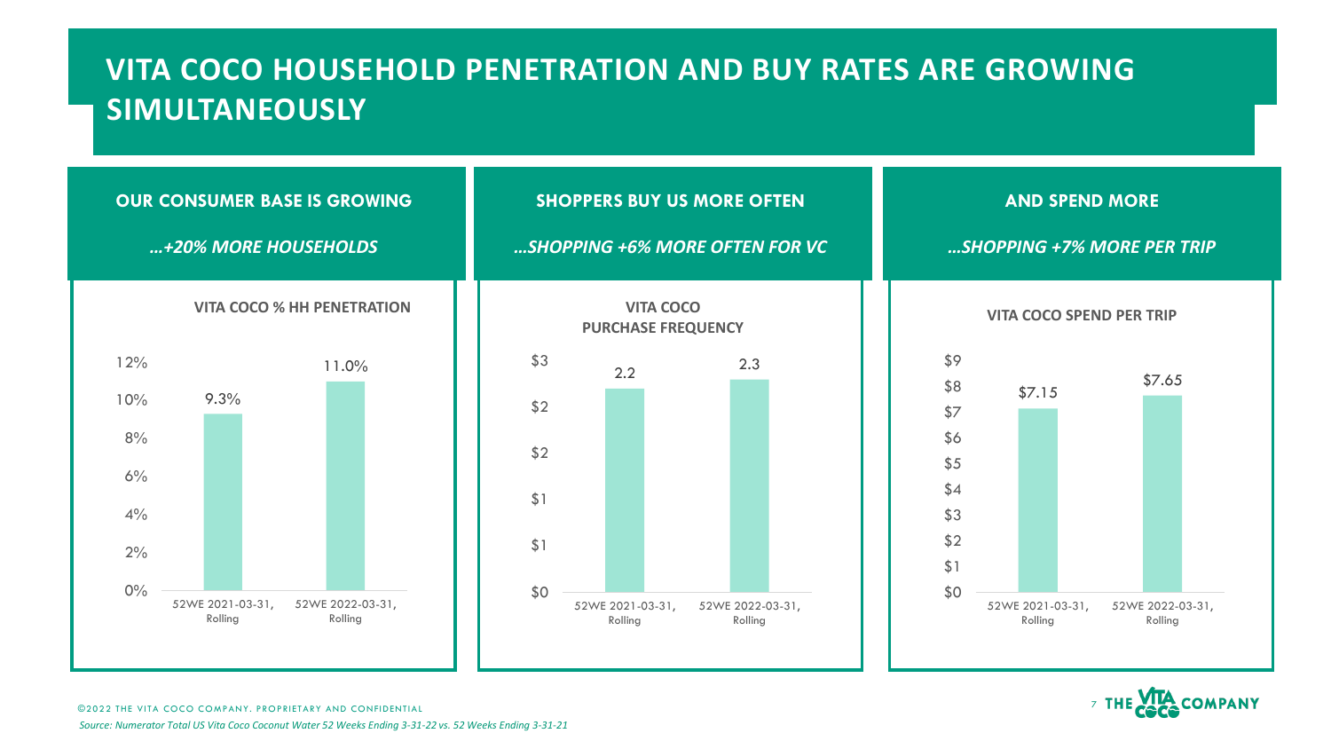# VITA COCO HOUSEHOLD PENETRATION AND BUY RATES ARE GROWING SIMULTANEOUSLY

## OUR CONSUMER BASE IS GROWING

*…+20% MORE HOUSEHOLDS*

**VITA COCO % HH PENETRATION**

| Period | % HH Penetration |
|---|---|
| 52WE 2021-03-31, Rolling | 9.3% |
| 52WE 2022-03-31, Rolling | 11.0% |

## SHOPPERS BUY US MORE OFTEN

*…SHOPPING +6% MORE OFTEN FOR VC*

**VITA COCO PURCHASE FREQUENCY**

| Period | Purchase Frequency |
|---|---|
| 52WE 2021-03-31, Rolling | 2.2 |
| 52WE 2022-03-31, Rolling | 2.3 |

## AND SPEND MORE

*…SHOPPING +7% MORE PER TRIP*

**VITA COCO SPEND PER TRIP**

| Period | Spend Per Trip |
|---|---|
| 52WE 2021-03-31, Rolling | $7.15 |
| 52WE 2022-03-31, Rolling | $7.65 |

©2022 THE VITA COCO COMPANY. PROPRIETARY AND CONFIDENTIAL

*Source: Numerator Total US Vita Coco Coconut Water 52 Weeks Ending 3-31-22 vs. 52 Weeks Ending 3-31-21*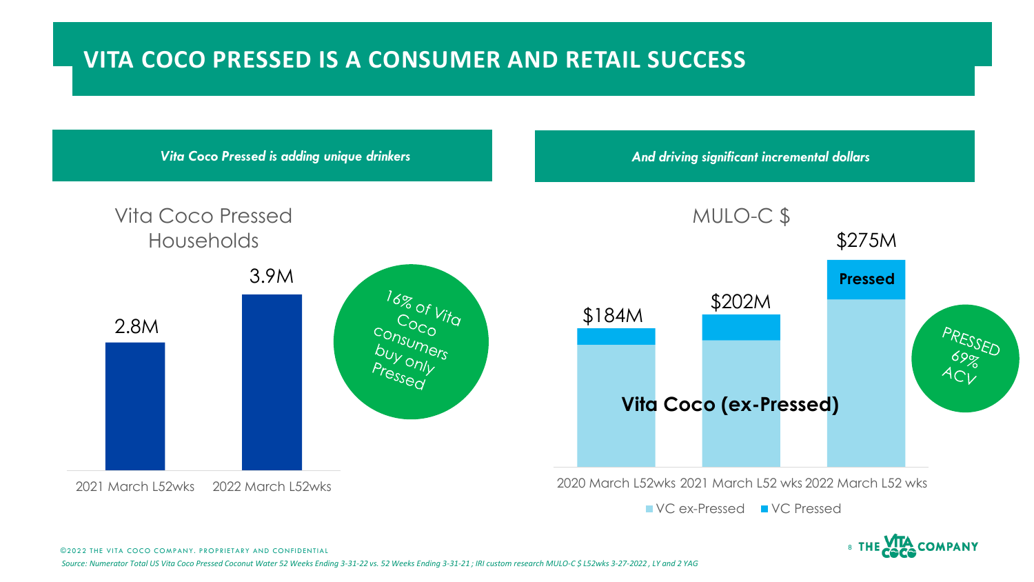# VITA COCO PRESSED IS A CONSUMER AND RETAIL SUCCESS

## *Vita Coco Pressed is adding unique drinkers*

**Vita Coco Pressed Households**

| Period | Households |
| --- | --- |
| 2021 March L52wks | 2.8M |
| 2022 March L52wks | 3.9M |

16% of Vita Coco consumers buy only Pressed

## *And driving significant incremental dollars*

**MULO-C $**

| Period | Total |
| --- | --- |
| 2020 March L52wks | $184M |
| 2021 March L52 wks | $202M |
| 2022 March L52 wks | $275M |

Legend: VC ex-Pressed (Vita Coco (ex-Pressed)); VC Pressed (Pressed)

PRESSED 69% ACV

©2022 THE VITA COCO COMPANY. PROPRIETARY AND CONFIDENTIAL

*Source: Numerator Total US Vita Coco Pressed Coconut Water 52 Weeks Ending 3-31-22 vs. 52 Weeks Ending 3-31-21 ; IRI custom research MULO-C $ L52wks 3-27-2022 , LY and 2 YAG*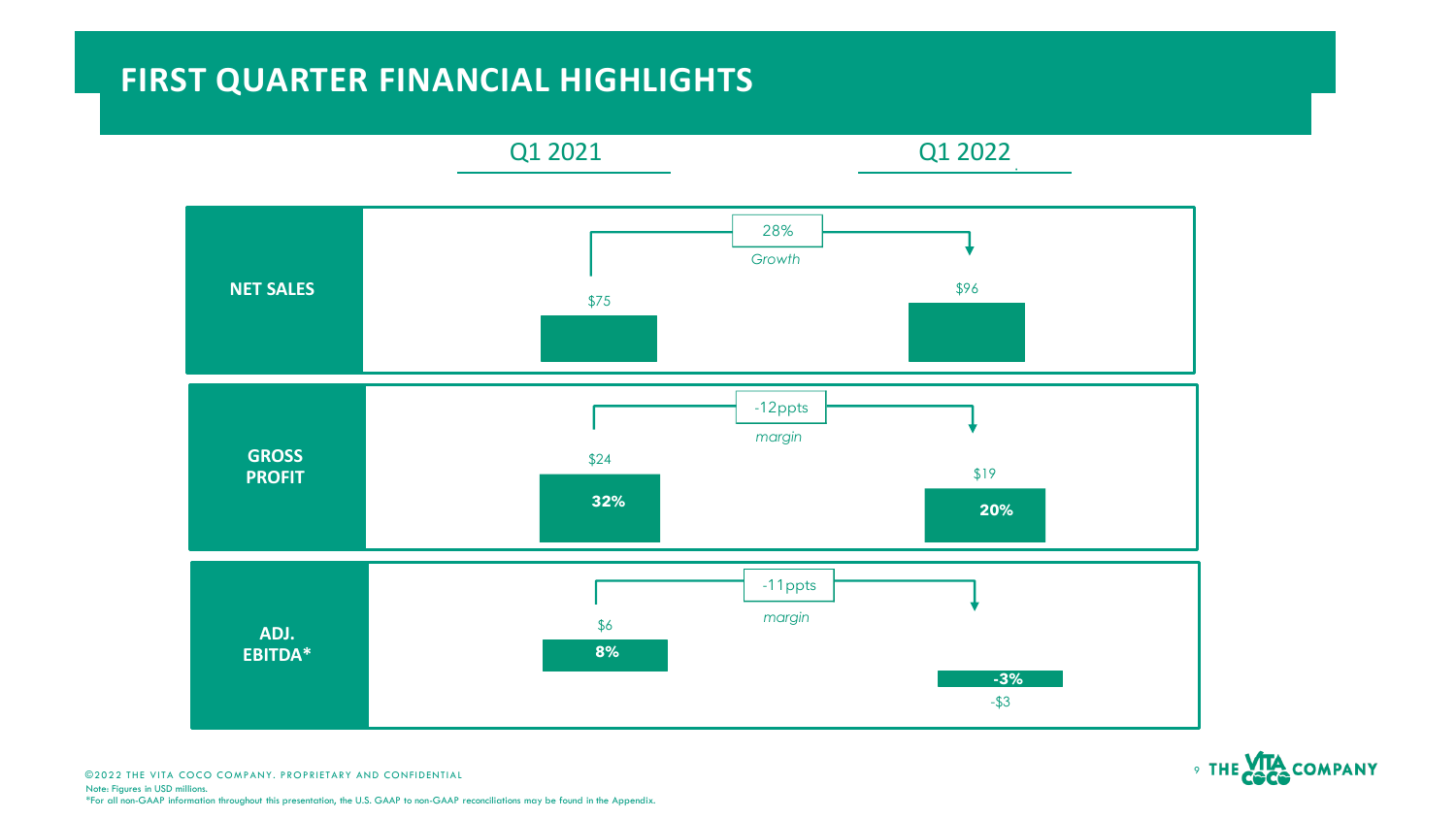# FIRST QUARTER FINANCIAL HIGHLIGHTS

| | Q1 2021 | Change | Q1 2022 |
|---|---|---|---|
| **NET SALES** | $75 | 28% *Growth* | $96 |
| **GROSS PROFIT** | $24 (32%) | -12ppts *margin* | $19 (20%) |
| **ADJ. EBITDA*** | $6 (8%) | -11ppts *margin* | -$3 (-3%) |

©2022 THE VITA COCO COMPANY. PROPRIETARY AND CONFIDENTIAL

Note: Figures in USD millions.

*For all non-GAAP information throughout this presentation, the U.S. GAAP to non-GAAP reconciliations may be found in the Appendix.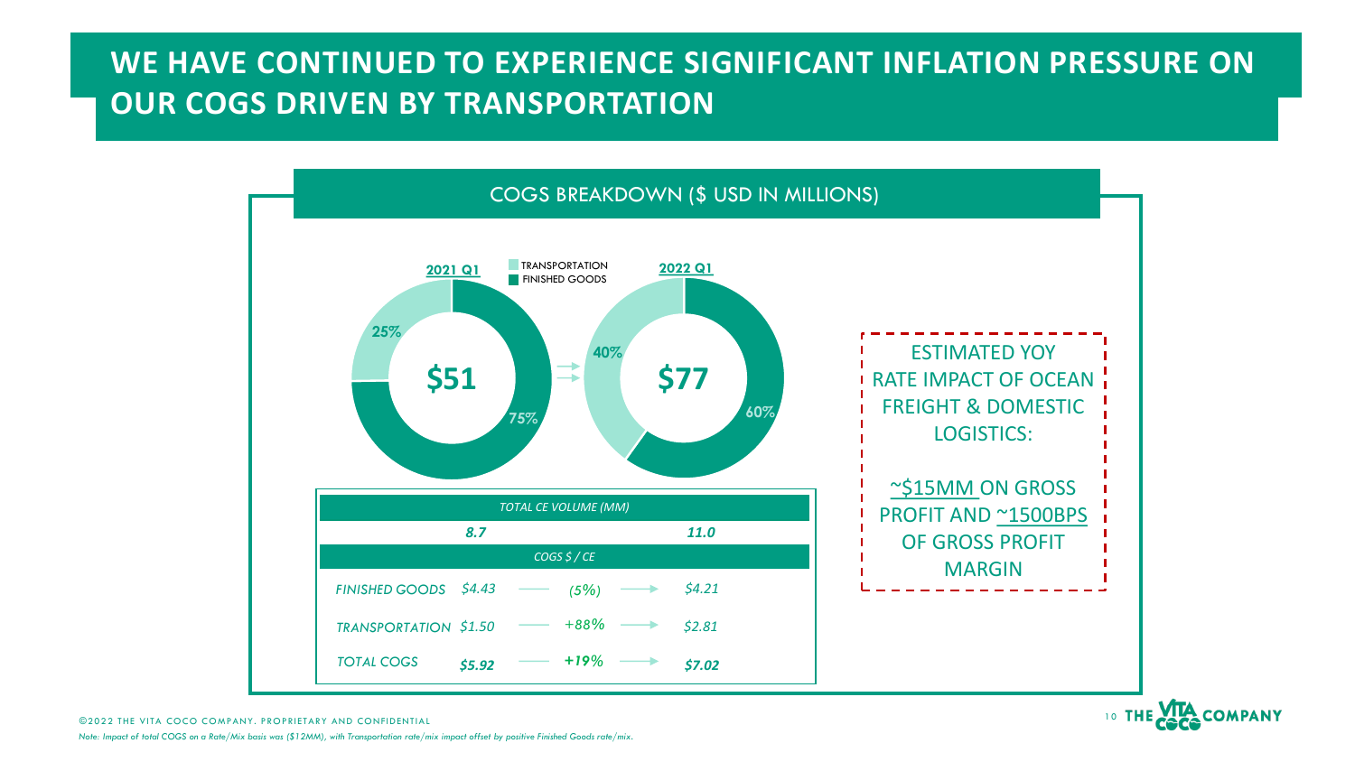# WE HAVE CONTINUED TO EXPERIENCE SIGNIFICANT INFLATION PRESSURE ON OUR COGS DRIVEN BY TRANSPORTATION

## COGS BREAKDOWN ($ USD IN MILLIONS)

| | 2021 Q1 | 2022 Q1 |
|---|---|---|
| Total COGS | $51 | $77 |
| Transportation | 25% | 40% |
| Finished Goods | 75% | 60% |

| | 2021 Q1 | Change | 2022 Q1 |
|---|---|---|---|
| *TOTAL CE VOLUME (MM)* | *8.7* | | *11.0* |
| *COGS $ / CE* | | | |
| *FINISHED GOODS* | *$4.43* | *(5%)* | *$4.21* |
| *TRANSPORTATION* | *$1.50* | *+88%* | *$2.81* |
| *TOTAL COGS* | ***$5.92*** | ***+19%*** | ***$7.02*** |

ESTIMATED YOY RATE IMPACT OF OCEAN FREIGHT & DOMESTIC LOGISTICS:

~$15MM ON GROSS PROFIT AND ~1500BPS OF GROSS PROFIT MARGIN

©2022 THE VITA COCO COMPANY. PROPRIETARY AND CONFIDENTIAL

*Note: Impact of total COGS on a Rate/Mix basis was ($12MM), with Transportation rate/mix impact offset by positive Finished Goods rate/mix.*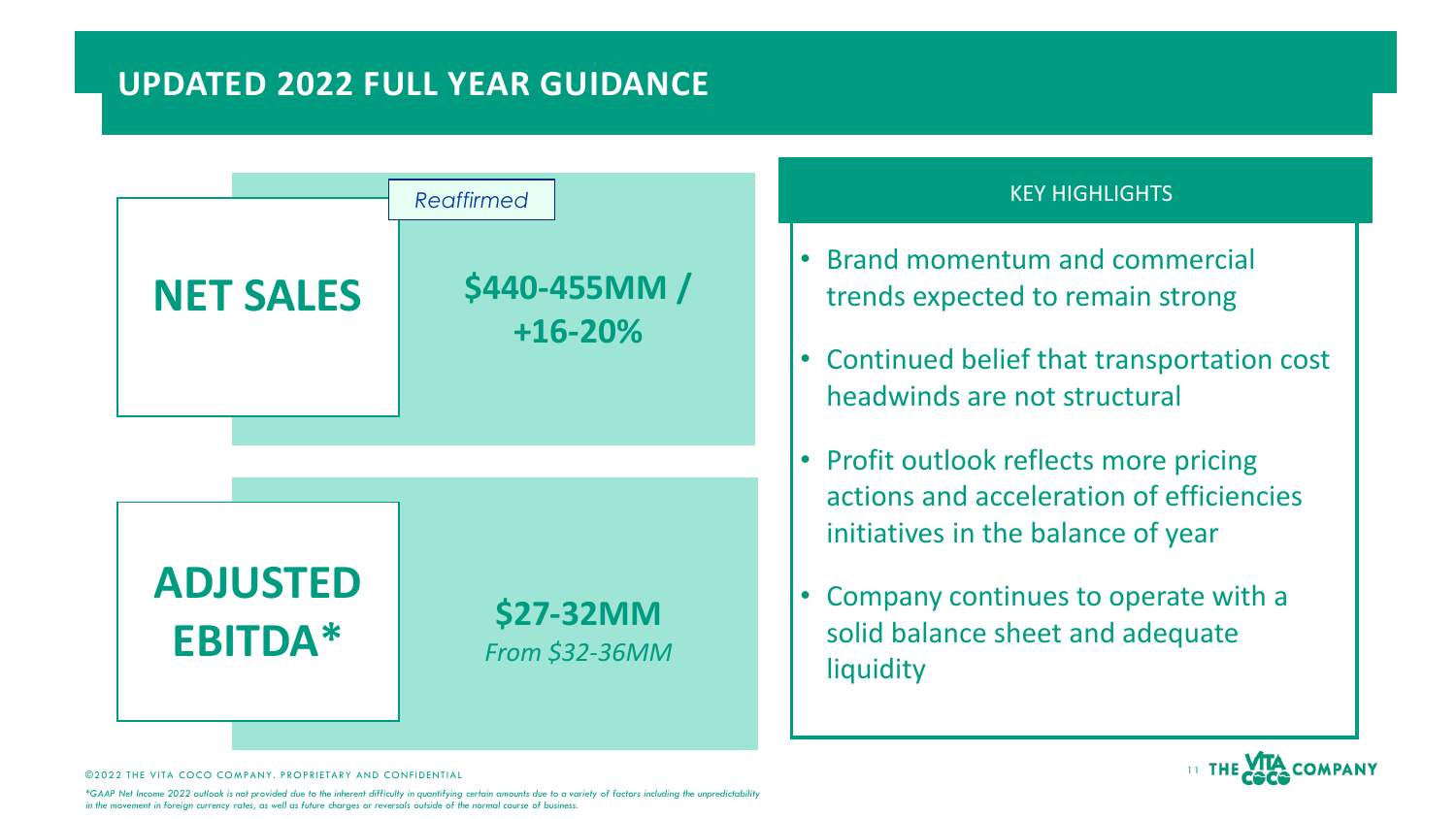# UPDATED 2022 FULL YEAR GUIDANCE

| | | |
|---|---|---|
| **NET SALES** | *Reaffirmed* | **$440-455MM / +16-20%** |
| **ADJUSTED EBITDA*** | | **$27-32MM** *From $32-36MM* |

## KEY HIGHLIGHTS

- Brand momentum and commercial trends expected to remain strong
- Continued belief that transportation cost headwinds are not structural
- Profit outlook reflects more pricing actions and acceleration of efficiencies initiatives in the balance of year
- Company continues to operate with a solid balance sheet and adequate liquidity

©2022 THE VITA COCO COMPANY. PROPRIETARY AND CONFIDENTIAL

*\*GAAP Net Income 2022 outlook is not provided due to the inherent difficulty in quantifying certain amounts due to a variety of factors including the unpredictability in the movement in foreign currency rates, as well as future charges or reversals outside of the normal course of business.*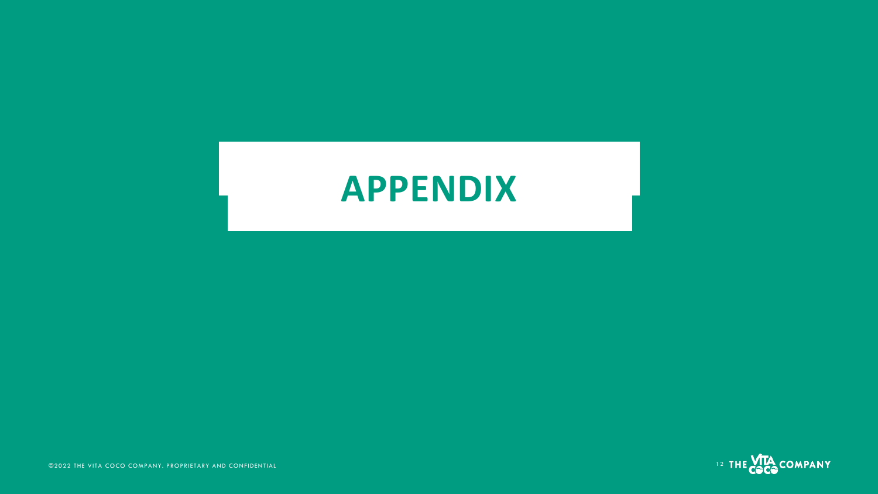# APPENDIX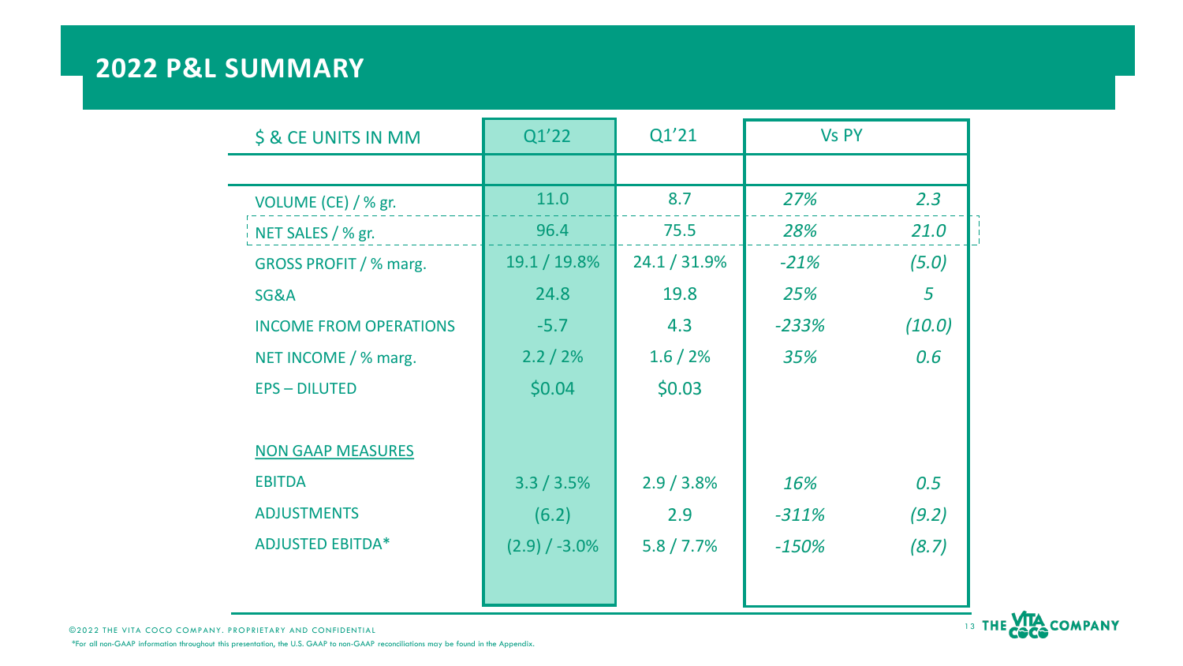## 2022 P&L SUMMARY

| $ & CE UNITS IN MM | Q1'22 | Q1'21 | Vs PY | |
|---|---|---|---|---|
| | | | | |
| VOLUME (CE) / % gr. | 11.0 | 8.7 | *27%* | *2.3* |
| NET SALES / % gr. | 96.4 | 75.5 | *28%* | *21.0* |
| GROSS PROFIT / % marg. | 19.1 / 19.8% | 24.1 / 31.9% | *-21%* | *(5.0)* |
| SG&A | 24.8 | 19.8 | *25%* | *5* |
| INCOME FROM OPERATIONS | -5.7 | 4.3 | *-233%* | *(10.0)* |
| NET INCOME / % marg. | 2.2 / 2% | 1.6 / 2% | *35%* | *0.6* |
| EPS – DILUTED | $0.04 | $0.03 | | |
| | | | | |
| NON GAAP MEASURES | | | | |
| EBITDA | 3.3 / 3.5% | 2.9 / 3.8% | *16%* | *0.5* |
| ADJUSTMENTS | (6.2) | 2.9 | *-311%* | *(9.2)* |
| ADJUSTED EBITDA* | (2.9) / -3.0% | 5.8 / 7.7% | *-150%* | *(8.7)* |

©2022 THE VITA COCO COMPANY. PROPRIETARY AND CONFIDENTIAL

*For all non-GAAP information throughout this presentation, the U.S. GAAP to non-GAAP reconciliations may be found in the Appendix.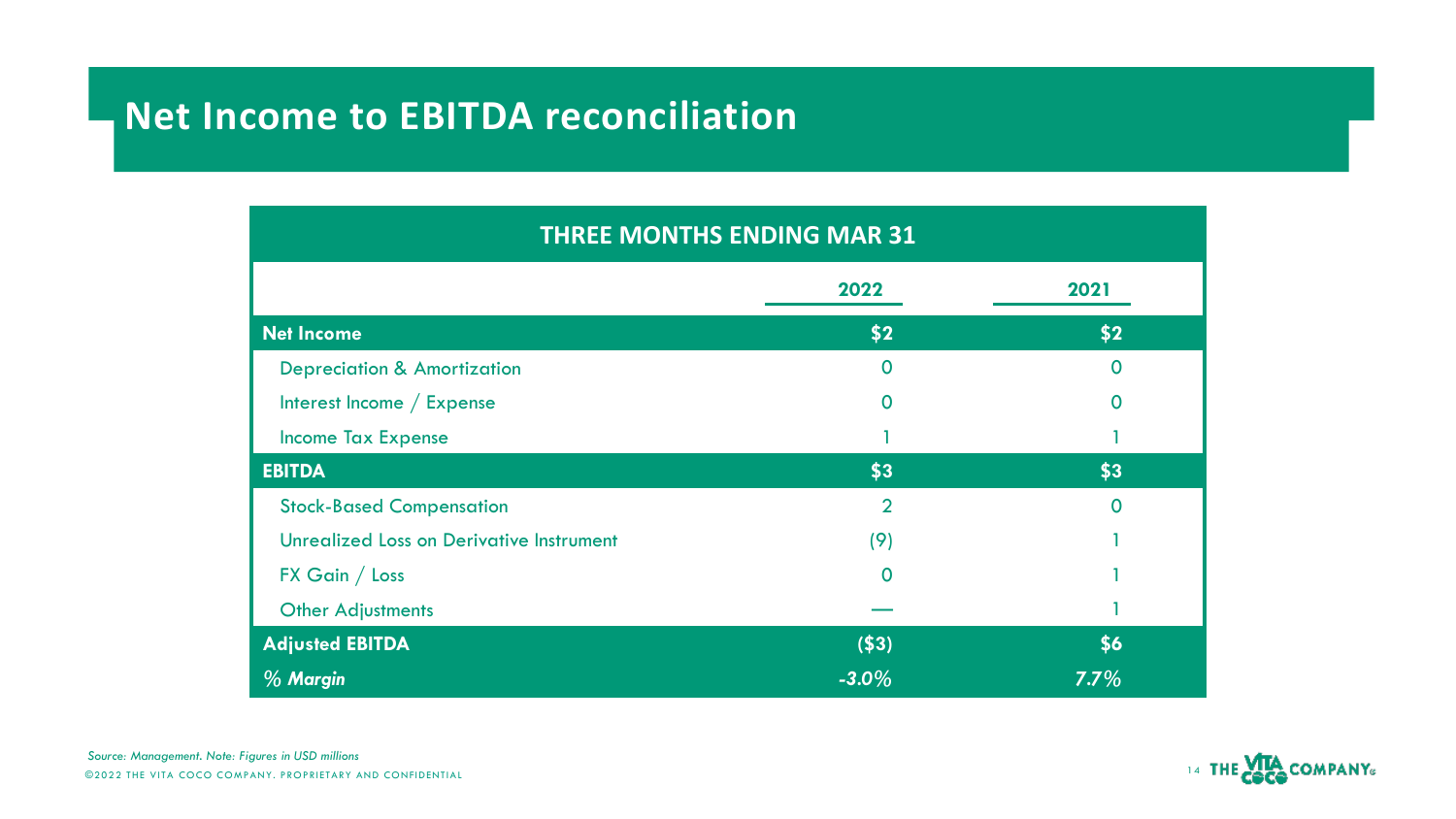# Net Income to EBITDA reconciliation

| THREE MONTHS ENDING MAR 31 | 2022 | 2021 |
|---|---|---|
| **Net Income** | **$2** | **$2** |
| Depreciation & Amortization | 0 | 0 |
| Interest Income / Expense | 0 | 0 |
| Income Tax Expense | 1 | 1 |
| **EBITDA** | **$3** | **$3** |
| Stock-Based Compensation | 2 | 0 |
| Unrealized Loss on Derivative Instrument | (9) | 1 |
| FX Gain / Loss | 0 | 1 |
| Other Adjustments | — | 1 |
| **Adjusted EBITDA** | **($3)** | **$6** |
| ***% Margin*** | ***-3.0%*** | ***7.7%*** |

*Source: Management. Note: Figures in USD millions*

©2022 THE VITA COCO COMPANY. PROPRIETARY AND CONFIDENTIAL